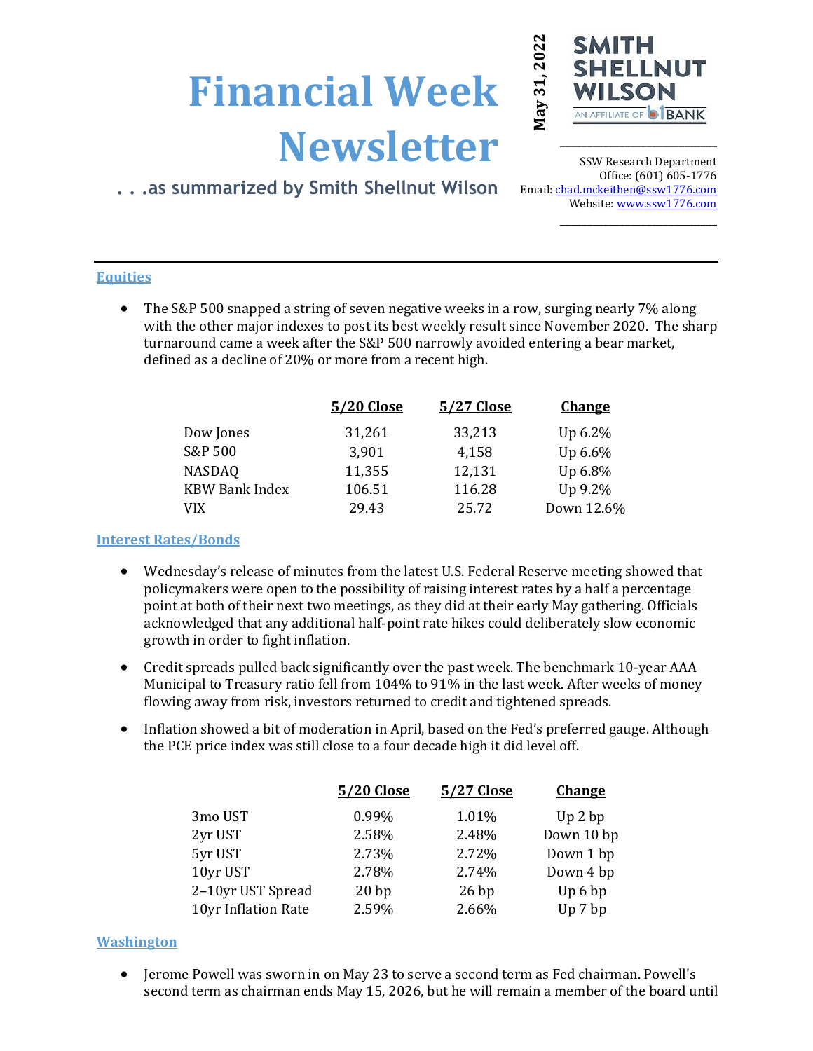# Financial Week Newsletter

. . .as summarized by Smith Shellnut Wilson

May 31, 2022

SMITH SHELLNUT WILSON
AN AFFILIATE OF b1BANK

SSW Research Department
Office: (601) 605-1776
Email: chad.mckeithen@ssw1776.com
Website: www.ssw1776.com

## Equities

- The S&P 500 snapped a string of seven negative weeks in a row, surging nearly 7% along with the other major indexes to post its best weekly result since November 2020. The sharp turnaround came a week after the S&P 500 narrowly avoided entering a bear market, defined as a decline of 20% or more from a recent high.

| | 5/20 Close | 5/27 Close | Change |
|---|---|---|---|
| Dow Jones | 31,261 | 33,213 | Up 6.2% |
| S&P 500 | 3,901 | 4,158 | Up 6.6% |
| NASDAQ | 11,355 | 12,131 | Up 6.8% |
| KBW Bank Index | 106.51 | 116.28 | Up 9.2% |
| VIX | 29.43 | 25.72 | Down 12.6% |

## Interest Rates/Bonds

- Wednesday's release of minutes from the latest U.S. Federal Reserve meeting showed that policymakers were open to the possibility of raising interest rates by a half a percentage point at both of their next two meetings, as they did at their early May gathering. Officials acknowledged that any additional half-point rate hikes could deliberately slow economic growth in order to fight inflation.
- Credit spreads pulled back significantly over the past week. The benchmark 10-year AAA Municipal to Treasury ratio fell from 104% to 91% in the last week. After weeks of money flowing away from risk, investors returned to credit and tightened spreads.
- Inflation showed a bit of moderation in April, based on the Fed's preferred gauge. Although the PCE price index was still close to a four decade high it did level off.

| | 5/20 Close | 5/27 Close | Change |
|---|---|---|---|
| 3mo UST | 0.99% | 1.01% | Up 2 bp |
| 2yr UST | 2.58% | 2.48% | Down 10 bp |
| 5yr UST | 2.73% | 2.72% | Down 1 bp |
| 10yr UST | 2.78% | 2.74% | Down 4 bp |
| 2–10yr UST Spread | 20 bp | 26 bp | Up 6 bp |
| 10yr Inflation Rate | 2.59% | 2.66% | Up 7 bp |

## Washington

- Jerome Powell was sworn in on May 23 to serve a second term as Fed chairman. Powell's second term as chairman ends May 15, 2026, but he will remain a member of the board until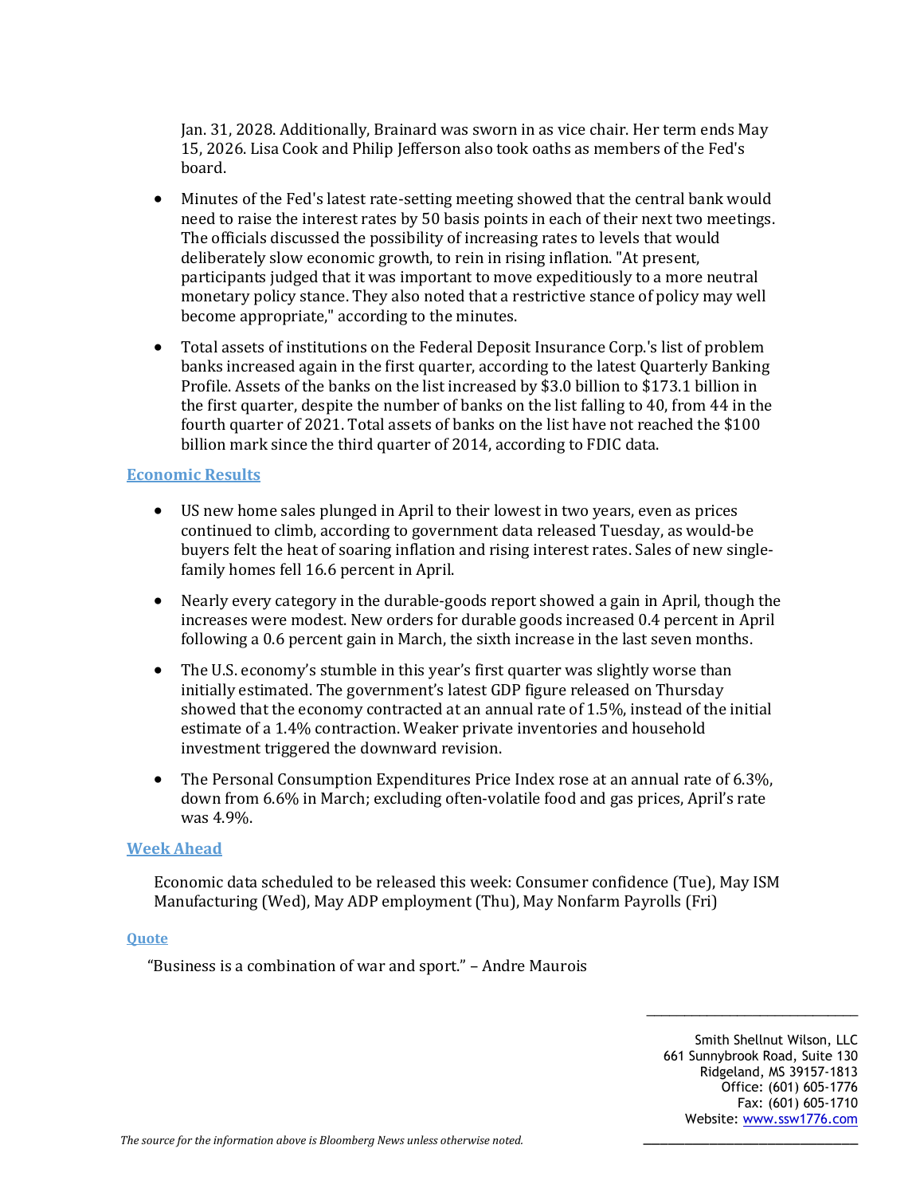Jan. 31, 2028. Additionally, Brainard was sworn in as vice chair. Her term ends May 15, 2026. Lisa Cook and Philip Jefferson also took oaths as members of the Fed's board.

- Minutes of the Fed's latest rate-setting meeting showed that the central bank would need to raise the interest rates by 50 basis points in each of their next two meetings. The officials discussed the possibility of increasing rates to levels that would deliberately slow economic growth, to rein in rising inflation. "At present, participants judged that it was important to move expeditiously to a more neutral monetary policy stance. They also noted that a restrictive stance of policy may well become appropriate," according to the minutes.
- Total assets of institutions on the Federal Deposit Insurance Corp.'s list of problem banks increased again in the first quarter, according to the latest Quarterly Banking Profile. Assets of the banks on the list increased by $3.0 billion to $173.1 billion in the first quarter, despite the number of banks on the list falling to 40, from 44 in the fourth quarter of 2021. Total assets of banks on the list have not reached the $100 billion mark since the third quarter of 2014, according to FDIC data.

## Economic Results

- US new home sales plunged in April to their lowest in two years, even as prices continued to climb, according to government data released Tuesday, as would-be buyers felt the heat of soaring inflation and rising interest rates. Sales of new single-family homes fell 16.6 percent in April.
- Nearly every category in the durable-goods report showed a gain in April, though the increases were modest. New orders for durable goods increased 0.4 percent in April following a 0.6 percent gain in March, the sixth increase in the last seven months.
- The U.S. economy's stumble in this year's first quarter was slightly worse than initially estimated. The government's latest GDP figure released on Thursday showed that the economy contracted at an annual rate of 1.5%, instead of the initial estimate of a 1.4% contraction. Weaker private inventories and household investment triggered the downward revision.
- The Personal Consumption Expenditures Price Index rose at an annual rate of 6.3%, down from 6.6% in March; excluding often-volatile food and gas prices, April's rate was 4.9%.

## Week Ahead

Economic data scheduled to be released this week: Consumer confidence (Tue), May ISM Manufacturing (Wed), May ADP employment (Thu), May Nonfarm Payrolls (Fri)

## Quote

"Business is a combination of war and sport." – Andre Maurois

Smith Shellnut Wilson, LLC
661 Sunnybrook Road, Suite 130
Ridgeland, MS 39157-1813
Office: (601) 605-1776
Fax: (601) 605-1710
Website: www.ssw1776.com

*The source for the information above is Bloomberg News unless otherwise noted.*